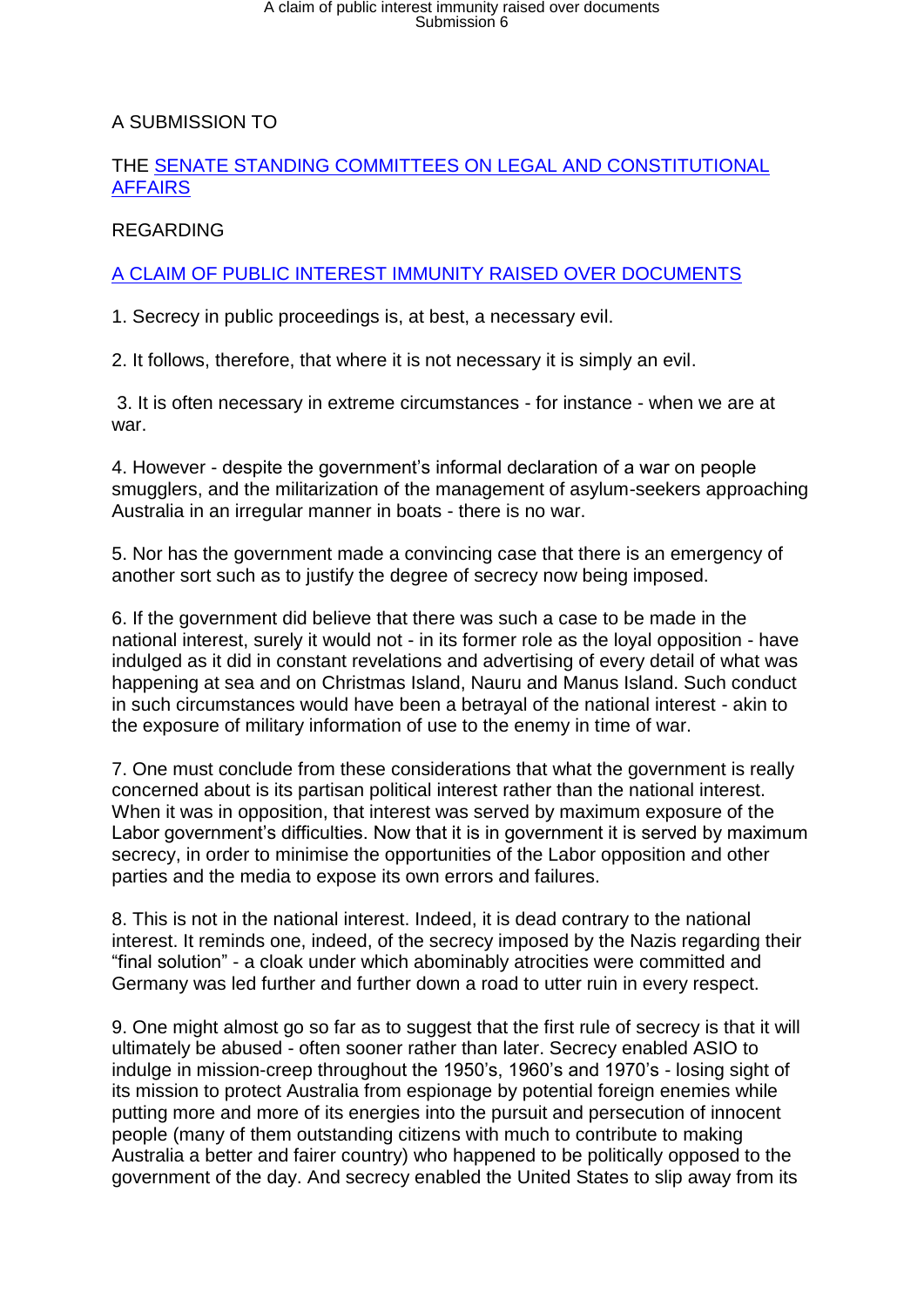A SUBMISSION TO

THE [SENATE STANDING COMMITTEES ON LEGAL AND CONSTITUTIONAL AFFAIRS]

REGARDING

[A CLAIM OF PUBLIC INTEREST IMMUNITY RAISED OVER DOCUMENTS]

1. Secrecy in public proceedings is, at best, a necessary evil.

2. It follows, therefore, that where it is not necessary it is simply an evil.

3. It is often necessary in extreme circumstances - for instance - when we are at war.

4. However - despite the government's informal declaration of a war on people smugglers, and the militarization of the management of asylum-seekers approaching Australia in an irregular manner in boats - there is no war.

5. Nor has the government made a convincing case that there is an emergency of another sort such as to justify the degree of secrecy now being imposed.

6. If the government did believe that there was such a case to be made in the national interest, surely it would not - in its former role as the loyal opposition - have indulged as it did in constant revelations and advertising of every detail of what was happening at sea and on Christmas Island, Nauru and Manus Island. Such conduct in such circumstances would have been a betrayal of the national interest - akin to the exposure of military information of use to the enemy in time of war.

7. One must conclude from these considerations that what the government is really concerned about is its partisan political interest rather than the national interest. When it was in opposition, that interest was served by maximum exposure of the Labor government's difficulties. Now that it is in government it is served by maximum secrecy, in order to minimise the opportunities of the Labor opposition and other parties and the media to expose its own errors and failures.

8. This is not in the national interest. Indeed, it is dead contrary to the national interest. It reminds one, indeed, of the secrecy imposed by the Nazis regarding their "final solution" - a cloak under which abominably atrocities were committed and Germany was led further and further down a road to utter ruin in every respect.

9. One might almost go so far as to suggest that the first rule of secrecy is that it will ultimately be abused - often sooner rather than later. Secrecy enabled ASIO to indulge in mission-creep throughout the 1950's, 1960's and 1970's - losing sight of its mission to protect Australia from espionage by potential foreign enemies while putting more and more of its energies into the pursuit and persecution of innocent people (many of them outstanding citizens with much to contribute to making Australia a better and fairer country) who happened to be politically opposed to the government of the day. And secrecy enabled the United States to slip away from its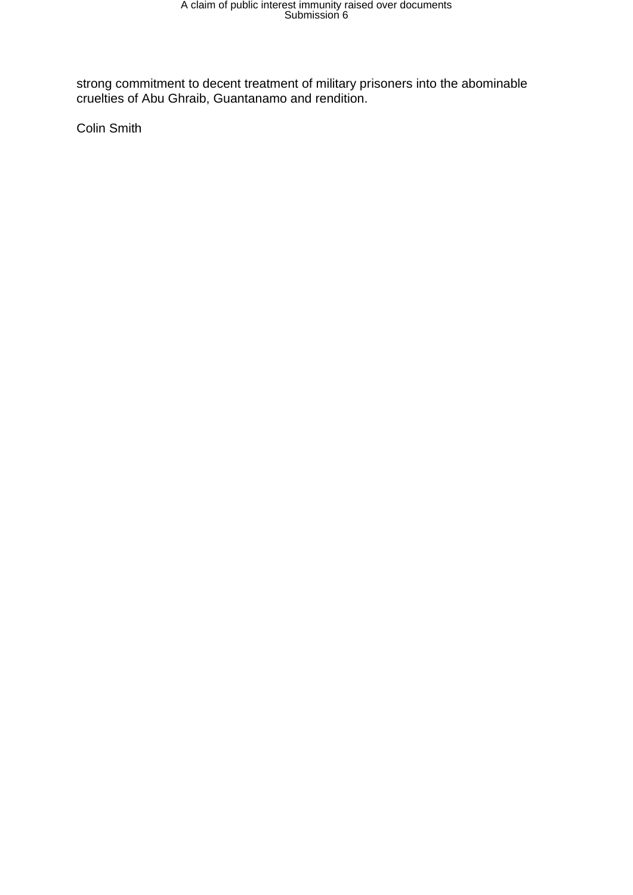strong commitment to decent treatment of military prisoners into the abominable cruelties of Abu Ghraib, Guantanamo and rendition.

Colin Smith